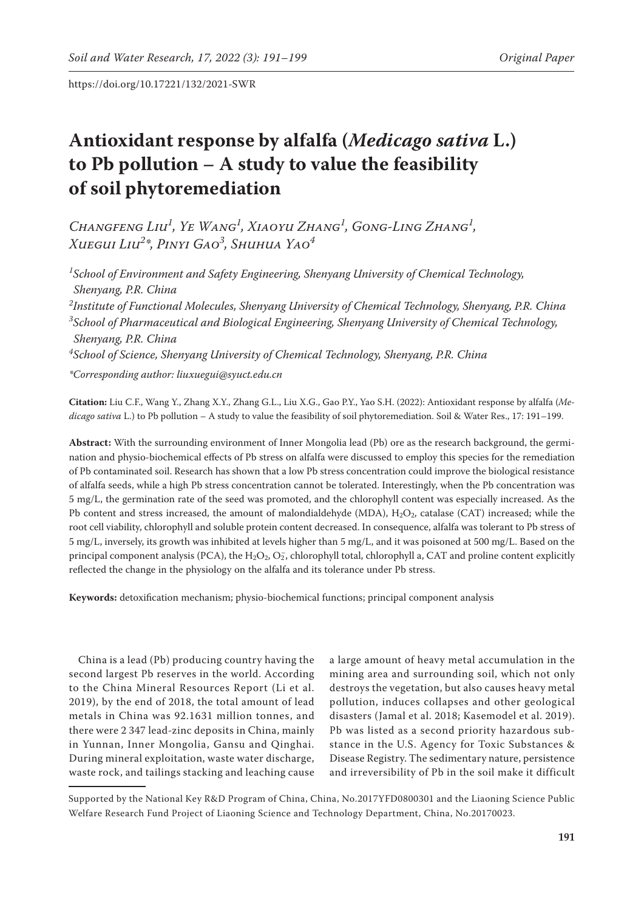https://doi.org/10.17221/132/2021-SWR

# Antioxidant response by alfalfa (*Medicago sativa* L.) to Pb pollution – A study to value the feasibility of soil phytoremediation

*Changfeng Liu[1], Ye Wang[1], Xiaoyu Zhang[1], Gong-Ling Zhang[1], Xuegui Liu[2]\*, Pinyi Gao[3], Shuhua Yao[4]*

[1]School of Environment and Safety Engineering, Shenyang University of Chemical Technology, Shenyang, P.R. China

[2]Institute of Functional Molecules, Shenyang University of Chemical Technology, Shenyang, P.R. China

[3]School of Pharmaceutical and Biological Engineering, Shenyang University of Chemical Technology, Shenyang, P.R. China

[4]School of Science, Shenyang University of Chemical Technology, Shenyang, P.R. China

*\*Corresponding author: liuxuegui@syuct.edu.cn*

**Citation:** Liu C.F., Wang Y., Zhang X.Y., Zhang G.L., Liu X.G., Gao P.Y., Yao S.H. (2022): Antioxidant response by alfalfa (*Medicago sativa* L.) to Pb pollution – A study to value the feasibility of soil phytoremediation. Soil & Water Res., 17: 191−199.

**Abstract:** With the surrounding environment of Inner Mongolia lead (Pb) ore as the research background, the germination and physio-biochemical effects of Pb stress on alfalfa were discussed to employ this species for the remediation of Pb contaminated soil. Research has shown that a low Pb stress concentration could improve the biological resistance of alfalfa seeds, while a high Pb stress concentration cannot be tolerated. Interestingly, when the Pb concentration was 5 mg/L, the germination rate of the seed was promoted, and the chlorophyll content was especially increased. As the Pb content and stress increased, the amount of malondialdehyde (MDA), $H_2O_2$, catalase (CAT) increased; while the root cell viability, chlorophyll and soluble protein content decreased. In consequence, alfalfa was tolerant to Pb stress of 5 mg/L, inversely, its growth was inhibited at levels higher than 5 mg/L, and it was poisoned at 500 mg/L. Based on the principal component analysis (PCA), the $H_2O_2$, $O_2^-$, chlorophyll total, chlorophyll a, CAT and proline content explicitly reflected the change in the physiology on the alfalfa and its tolerance under Pb stress.

**Keywords:** detoxification mechanism; physio-biochemical functions; principal component analysis

China is a lead (Pb) producing country having the second largest Pb reserves in the world. According to the China Mineral Resources Report (Li et al. 2019), by the end of 2018, the total amount of lead metals in China was 92.1631 million tonnes, and there were 2 347 lead-zinc deposits in China, mainly in Yunnan, Inner Mongolia, Gansu and Qinghai. During mineral exploitation, waste water discharge, waste rock, and tailings stacking and leaching cause a large amount of heavy metal accumulation in the mining area and surrounding soil, which not only destroys the vegetation, but also causes heavy metal pollution, induces collapses and other geological disasters (Jamal et al. 2018; Kasemodel et al. 2019). Pb was listed as a second priority hazardous substance in the U.S. Agency for Toxic Substances & Disease Registry. The sedimentary nature, persistence and irreversibility of Pb in the soil make it difficult

Supported by the National Key R&D Program of China, China, No.2017YFD0800301 and the Liaoning Science Public Welfare Research Fund Project of Liaoning Science and Technology Department, China, No.20170023.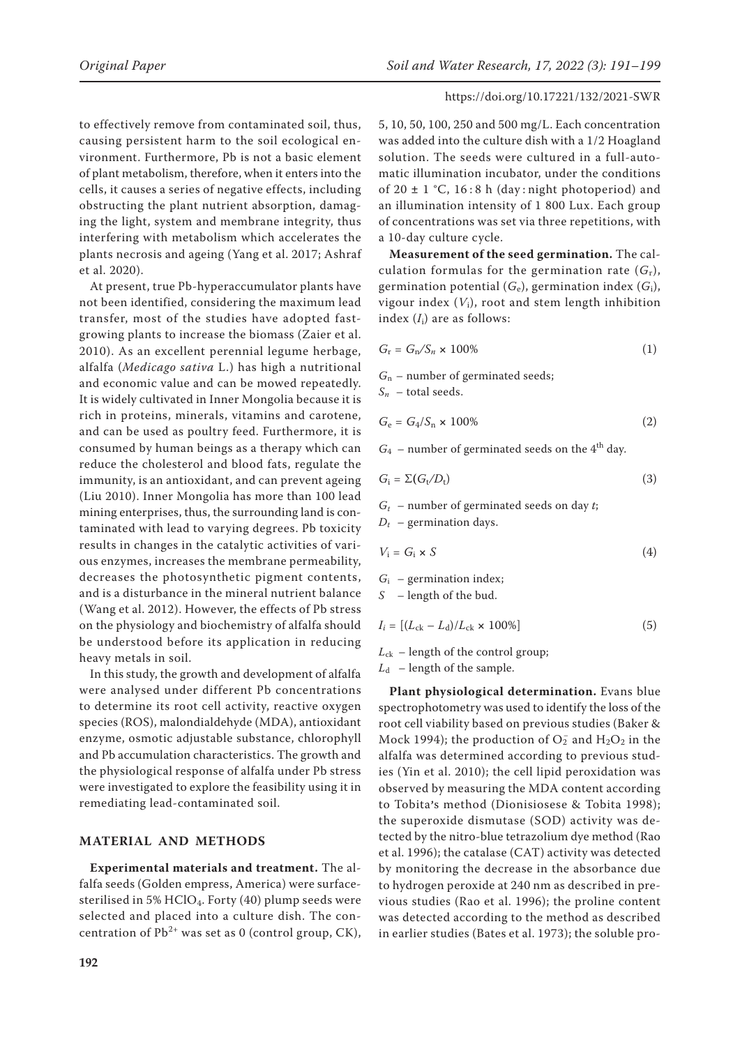to effectively remove from contaminated soil, thus, causing persistent harm to the soil ecological environment. Furthermore, Pb is not a basic element of plant metabolism, therefore, when it enters into the cells, it causes a series of negative effects, including obstructing the plant nutrient absorption, damaging the light, system and membrane integrity, thus interfering with metabolism which accelerates the plants necrosis and ageing (Yang et al. 2017; Ashraf et al. 2020).

At present, true Pb-hyperaccumulator plants have not been identified, considering the maximum lead transfer, most of the studies have adopted fast-growing plants to increase the biomass (Zaier et al. 2010). As an excellent perennial legume herbage, alfalfa (*Medicago sativa* L.) has high a nutritional and economic value and can be mowed repeatedly. It is widely cultivated in Inner Mongolia because it is rich in proteins, minerals, vitamins and carotene, and can be used as poultry feed. Furthermore, it is consumed by human beings as a therapy which can reduce the cholesterol and blood fats, regulate the immunity, is an antioxidant, and can prevent ageing (Liu 2010). Inner Mongolia has more than 100 lead mining enterprises, thus, the surrounding land is contaminated with lead to varying degrees. Pb toxicity results in changes in the catalytic activities of various enzymes, increases the membrane permeability, decreases the photosynthetic pigment contents, and is a disturbance in the mineral nutrient balance (Wang et al. 2012). However, the effects of Pb stress on the physiology and biochemistry of alfalfa should be understood before its application in reducing heavy metals in soil.

In this study, the growth and development of alfalfa were analysed under different Pb concentrations to determine its root cell activity, reactive oxygen species (ROS), malondialdehyde (MDA), antioxidant enzyme, osmotic adjustable substance, chlorophyll and Pb accumulation characteristics. The growth and the physiological response of alfalfa under Pb stress were investigated to explore the feasibility using it in remediating lead-contaminated soil.

## MATERIAL AND METHODS

**Experimental materials and treatment.** The alfalfa seeds (Golden empress, America) were surface-sterilised in 5% $HClO_4$. Forty (40) plump seeds were selected and placed into a culture dish. The concentration of $Pb^{2+}$ was set as 0 (control group, CK), 5, 10, 50, 100, 250 and 500 mg/L. Each concentration was added into the culture dish with a 1/2 Hoagland solution. The seeds were cultured in a full-automatic illumination incubator, under the conditions of 20 ± 1 °C, 16 : 8 h (day : night photoperiod) and an illumination intensity of 1 800 Lux. Each group of concentrations was set via three repetitions, with a 10-day culture cycle.

**Measurement of the seed germination.** The calculation formulas for the germination rate ($G_r$), germination potential ($G_e$), germination index ($G_i$), vigour index ($V_i$), root and stem length inhibition index ($I_i$) are as follows:

$$G_r = G_n/S_n \times 100\% \tag{1}$$

$G_n$ – number of germinated seeds;
$S_n$ – total seeds.

$$G_e = G_4/S_n \times 100\% \tag{2}$$

$G_4$ – number of germinated seeds on the 4th day.

$$G_i = \Sigma(G_t/D_t) \tag{3}$$

$G_t$ – number of germinated seeds on day $t$;
$D_t$ – germination days.

$$V_i = G_i \times S \tag{4}$$

$G_i$ – germination index;
$S$ – length of the bud.

$$I_i = [(L_{ck} - L_d)/L_{ck} \times 100\%] \tag{5}$$

$L_{ck}$ – length of the control group;
$L_d$ – length of the sample.

**Plant physiological determination.** Evans blue spectrophotometry was used to identify the loss of the root cell viability based on previous studies (Baker & Mock 1994); the production of $O_2^-$ and $H_2O_2$ in the alfalfa was determined according to previous studies (Yin et al. 2010); the cell lipid peroxidation was observed by measuring the MDA content according to Tobita's method (Dionisiosese & Tobita 1998); the superoxide dismutase (SOD) activity was detected by the nitro-blue tetrazolium dye method (Rao et al. 1996); the catalase (CAT) activity was detected by monitoring the decrease in the absorbance due to hydrogen peroxide at 240 nm as described in previous studies (Rao et al. 1996); the proline content was detected according to the method as described in earlier studies (Bates et al. 1973); the soluble pro-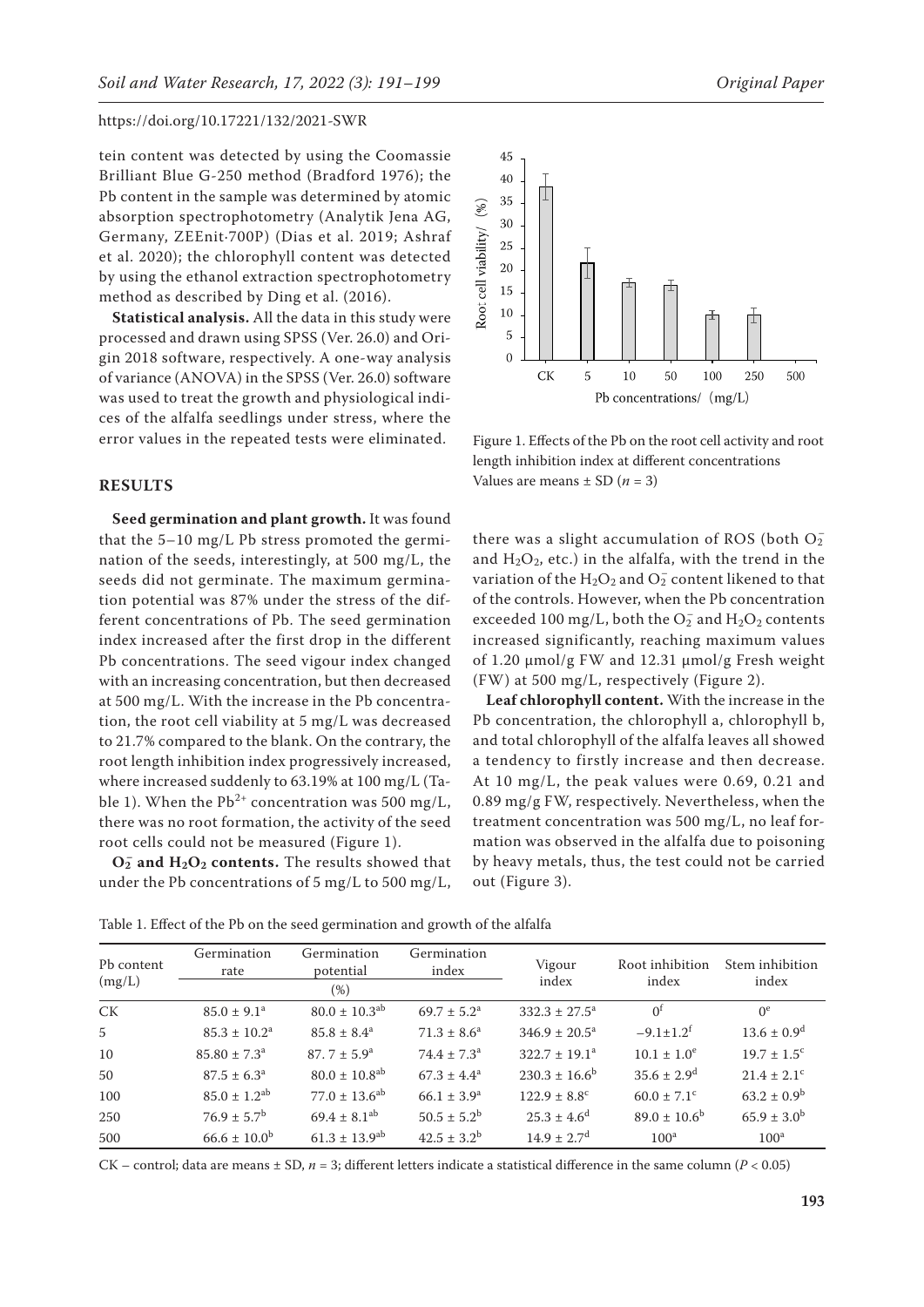tein content was detected by using the Coomassie Brilliant Blue G-250 method (Bradford 1976); the Pb content in the sample was determined by atomic absorption spectrophotometry (Analytik Jena AG, Germany, ZEEnit·700P) (Dias et al. 2019; Ashraf et al. 2020); the chlorophyll content was detected by using the ethanol extraction spectrophotometry method as described by Ding et al. (2016).

**Statistical analysis.** All the data in this study were processed and drawn using SPSS (Ver. 26.0) and Origin 2018 software, respectively. A one-way analysis of variance (ANOVA) in the SPSS (Ver. 26.0) software was used to treat the growth and physiological indices of the alfalfa seedlings under stress, where the error values in the repeated tests were eliminated.

## RESULTS

**Seed germination and plant growth.** It was found that the 5–10 mg/L Pb stress promoted the germination of the seeds, interestingly, at 500 mg/L, the seeds did not germinate. The maximum germination potential was 87% under the stress of the different concentrations of Pb. The seed germination index increased after the first drop in the different Pb concentrations. The seed vigour index changed with an increasing concentration, but then decreased at 500 mg/L. With the increase in the Pb concentration, the root cell viability at 5 mg/L was decreased to 21.7% compared to the blank. On the contrary, the root length inhibition index progressively increased, where increased suddenly to 63.19% at 100 mg/L (Table 1). When the $Pb^{2+}$ concentration was 500 mg/L, there was no root formation, the activity of the seed root cells could not be measured (Figure 1).

**$O_2^-$ and $H_2O_2$ contents.** The results showed that under the Pb concentrations of 5 mg/L to 500 mg/L, there was a slight accumulation of ROS (both $O_2^-$ and $H_2O_2$, etc.) in the alfalfa, with the trend in the variation of the $H_2O_2$ and $O_2^-$ content likened to that of the controls. However, when the Pb concentration exceeded 100 mg/L, both the $O_2^-$ and $H_2O_2$ contents increased significantly, reaching maximum values of 1.20 μmol/g FW and 12.31 μmol/g Fresh weight (FW) at 500 mg/L, respectively (Figure 2).

**Leaf chlorophyll content.** With the increase in the Pb concentration, the chlorophyll a, chlorophyll b, and total chlorophyll of the alfalfa leaves all showed a tendency to firstly increase and then decrease. At 10 mg/L, the peak values were 0.69, 0.21 and 0.89 mg/g FW, respectively. Nevertheless, when the treatment concentration was 500 mg/L, no leaf formation was observed in the alfalfa due to poisoning by heavy metals, thus, the test could not be carried out (Figure 3).

Figure 1. Effects of the Pb on the root cell activity and root length inhibition index at different concentrations
Values are means ± SD ($n$ = 3)

Table 1. Effect of the Pb on the seed germination and growth of the alfalfa

| Pb content (mg/L) | Germination rate (%) | Germination potential (%) | Germination index (%) | Vigour index | Root inhibition index | Stem inhibition index |
|---|---|---|---|---|---|---|
| CK | $85.0 \pm 9.1^{a}$ | $80.0 \pm 10.3^{ab}$ | $69.7 \pm 5.2^{a}$ | $332.3 \pm 27.5^{a}$ | $0^{f}$ | $0^{e}$ |
| 5 | $85.3 \pm 10.2^{a}$ | $85.8 \pm 8.4^{a}$ | $71.3 \pm 8.6^{a}$ | $346.9 \pm 20.5^{a}$ | $-9.1 \pm 1.2^{f}$ | $13.6 \pm 0.9^{d}$ |
| 10 | $85.80 \pm 7.3^{a}$ | $87.7 \pm 5.9^{a}$ | $74.4 \pm 7.3^{a}$ | $322.7 \pm 19.1^{a}$ | $10.1 \pm 1.0^{e}$ | $19.7 \pm 1.5^{c}$ |
| 50 | $87.5 \pm 6.3^{a}$ | $80.0 \pm 10.8^{ab}$ | $67.3 \pm 4.4^{a}$ | $230.3 \pm 16.6^{b}$ | $35.6 \pm 2.9^{d}$ | $21.4 \pm 2.1^{c}$ |
| 100 | $85.0 \pm 1.2^{ab}$ | $77.0 \pm 13.6^{ab}$ | $66.1 \pm 3.9^{a}$ | $122.9 \pm 8.8^{c}$ | $60.0 \pm 7.1^{c}$ | $63.2 \pm 0.9^{b}$ |
| 250 | $76.9 \pm 5.7^{b}$ | $69.4 \pm 8.1^{ab}$ | $50.5 \pm 5.2^{b}$ | $25.3 \pm 4.6^{d}$ | $89.0 \pm 10.6^{b}$ | $65.9 \pm 3.0^{b}$ |
| 500 | $66.6 \pm 10.0^{b}$ | $61.3 \pm 13.9^{ab}$ | $42.5 \pm 3.2^{b}$ | $14.9 \pm 2.7^{d}$ | $100^{a}$ | $100^{a}$ |

CK – control; data are means ± SD, $n$ = 3; different letters indicate a statistical difference in the same column ($P < 0.05$)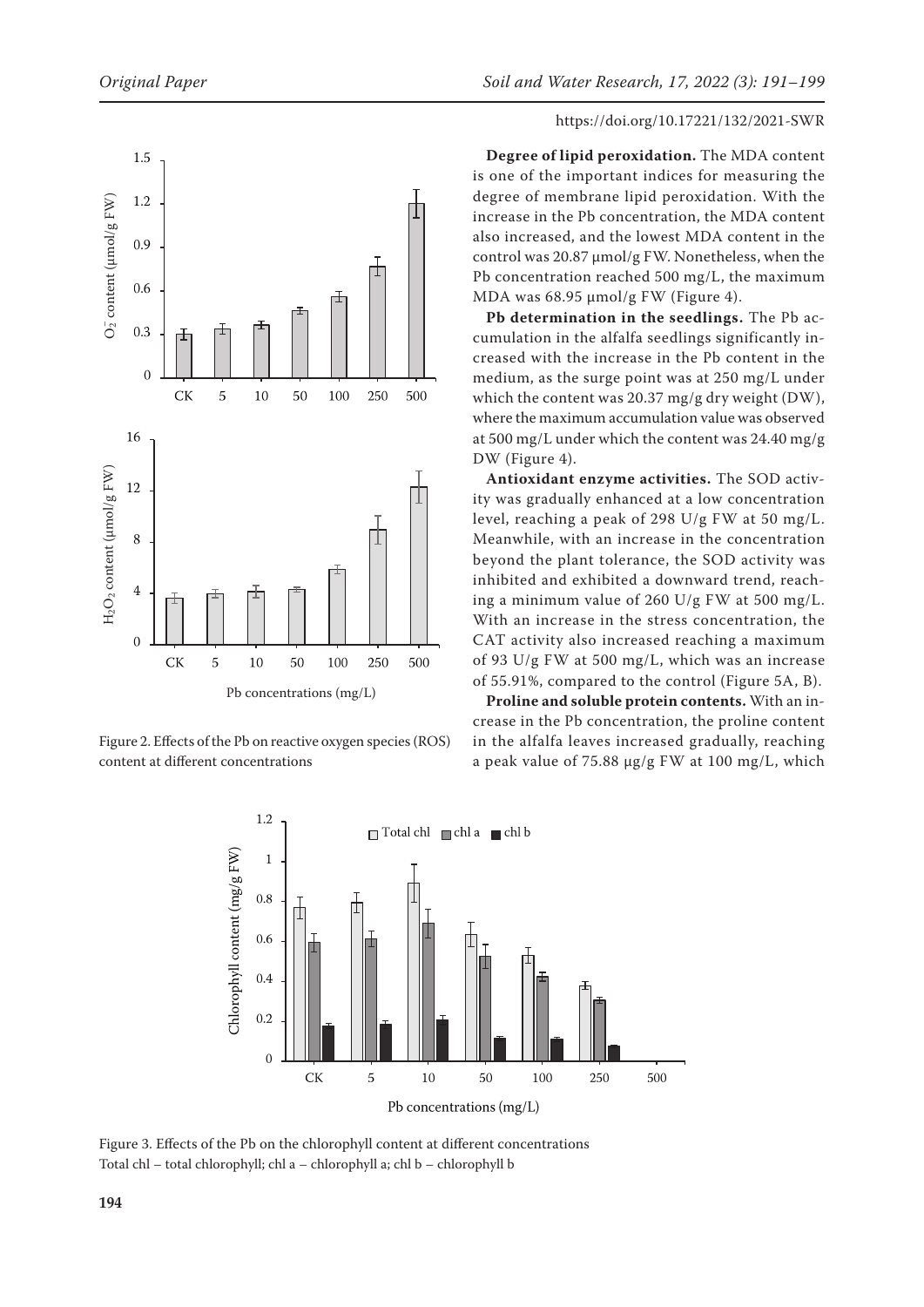Figure 2. Effects of the Pb on reactive oxygen species (ROS) content at different concentrations

**Degree of lipid peroxidation.** The MDA content is one of the important indices for measuring the degree of membrane lipid peroxidation. With the increase in the Pb concentration, the MDA content also increased, and the lowest MDA content in the control was 20.87 μmol/g FW. Nonetheless, when the Pb concentration reached 500 mg/L, the maximum MDA was 68.95 μmol/g FW (Figure 4).

**Pb determination in the seedlings.** The Pb accumulation in the alfalfa seedlings significantly increased with the increase in the Pb content in the medium, as the surge point was at 250 mg/L under which the content was 20.37 mg/g dry weight (DW), where the maximum accumulation value was observed at 500 mg/L under which the content was 24.40 mg/g DW (Figure 4).

**Antioxidant enzyme activities.** The SOD activity was gradually enhanced at a low concentration level, reaching a peak of 298 U/g FW at 50 mg/L. Meanwhile, with an increase in the concentration beyond the plant tolerance, the SOD activity was inhibited and exhibited a downward trend, reaching a minimum value of 260 U/g FW at 500 mg/L. With an increase in the stress concentration, the CAT activity also increased reaching a maximum of 93 U/g FW at 500 mg/L, which was an increase of 55.91%, compared to the control (Figure 5A, B).

**Proline and soluble protein contents.** With an increase in the Pb concentration, the proline content in the alfalfa leaves increased gradually, reaching a peak value of 75.88 μg/g FW at 100 mg/L, which

Figure 3. Effects of the Pb on the chlorophyll content at different concentrations
Total chl – total chlorophyll; chl a – chlorophyll a; chl b – chlorophyll b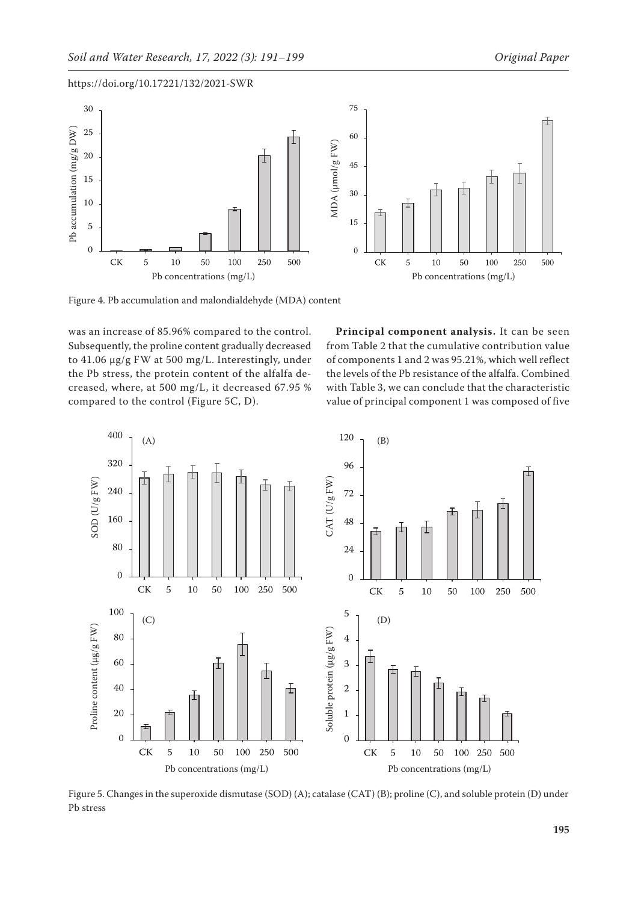Figure 4. Pb accumulation and malondialdehyde (MDA) content

was an increase of 85.96% compared to the control. Subsequently, the proline content gradually decreased to 41.06 μg/g FW at 500 mg/L. Interestingly, under the Pb stress, the protein content of the alfalfa decreased, where, at 500 mg/L, it decreased 67.95 % compared to the control (Figure 5C, D).

**Principal component analysis.** It can be seen from Table 2 that the cumulative contribution value of components 1 and 2 was 95.21%, which well reflect the levels of the Pb resistance of the alfalfa. Combined with Table 3, we can conclude that the characteristic value of principal component 1 was composed of five

Figure 5. Changes in the superoxide dismutase (SOD) (A); catalase (CAT) (B); proline (C), and soluble protein (D) under Pb stress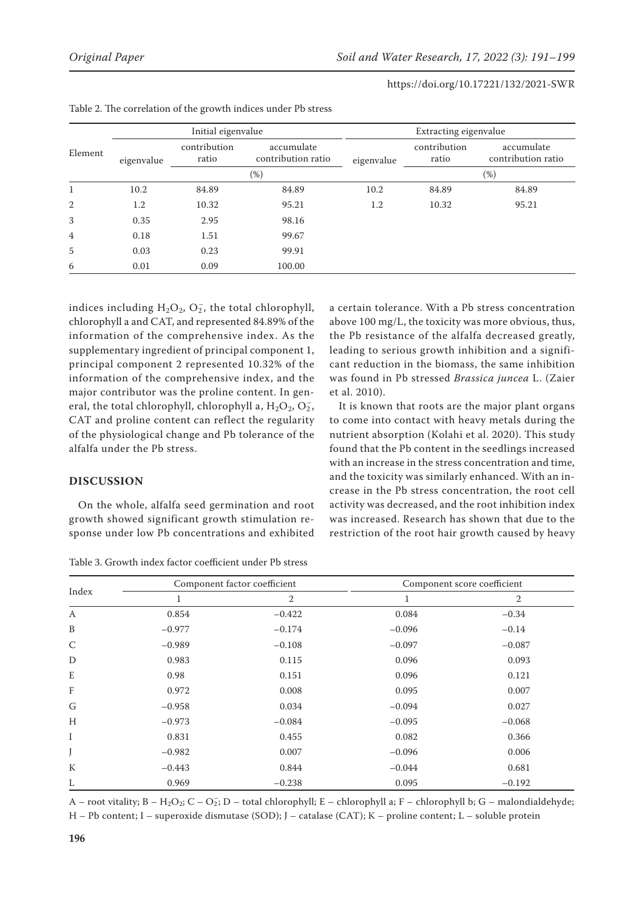Table 2. The correlation of the growth indices under Pb stress

| Element | Initial eigenvalue | | | Extracting eigenvalue | | |
|---|---|---|---|---|---|---|
| | eigenvalue | contribution ratio | accumulate contribution ratio | eigenvalue | contribution ratio | accumulate contribution ratio |
| | | (%) | | | (%) | |
| 1 | 10.2 | 84.89 | 84.89 | 10.2 | 84.89 | 84.89 |
| 2 | 1.2 | 10.32 | 95.21 | 1.2 | 10.32 | 95.21 |
| 3 | 0.35 | 2.95 | 98.16 | | | |
| 4 | 0.18 | 1.51 | 99.67 | | | |
| 5 | 0.03 | 0.23 | 99.91 | | | |
| 6 | 0.01 | 0.09 | 100.00 | | | |

indices including $H_2O_2$, $O_2^-$, the total chlorophyll, chlorophyll a and CAT, and represented 84.89% of the information of the comprehensive index. As the supplementary ingredient of principal component 1, principal component 2 represented 10.32% of the information of the comprehensive index, and the major contributor was the proline content. In general, the total chlorophyll, chlorophyll a, $H_2O_2$, $O_2^-$, CAT and proline content can reflect the regularity of the physiological change and Pb tolerance of the alfalfa under the Pb stress.

## DISCUSSION

On the whole, alfalfa seed germination and root growth showed significant growth stimulation response under low Pb concentrations and exhibited a certain tolerance. With a Pb stress concentration above 100 mg/L, the toxicity was more obvious, thus, the Pb resistance of the alfalfa decreased greatly, leading to serious growth inhibition and a significant reduction in the biomass, the same inhibition was found in Pb stressed *Brassica juncea* L. (Zaier et al. 2010).

It is known that roots are the major plant organs to come into contact with heavy metals during the nutrient absorption (Kolahi et al. 2020). This study found that the Pb content in the seedlings increased with an increase in the stress concentration and time, and the toxicity was similarly enhanced. With an increase in the Pb stress concentration, the root cell activity was decreased, and the root inhibition index was increased. Research has shown that due to the restriction of the root hair growth caused by heavy

Table 3. Growth index factor coefficient under Pb stress

| Index | Component factor coefficient | | Component score coefficient | |
|---|---|---|---|---|
| | 1 | 2 | 1 | 2 |
| A | 0.854 | −0.422 | 0.084 | −0.34 |
| B | −0.977 | −0.174 | −0.096 | −0.14 |
| C | −0.989 | −0.108 | −0.097 | −0.087 |
| D | 0.983 | 0.115 | 0.096 | 0.093 |
| E | 0.98 | 0.151 | 0.096 | 0.121 |
| F | 0.972 | 0.008 | 0.095 | 0.007 |
| G | −0.958 | 0.034 | −0.094 | 0.027 |
| H | −0.973 | −0.084 | −0.095 | −0.068 |
| I | 0.831 | 0.455 | 0.082 | 0.366 |
| J | −0.982 | 0.007 | −0.096 | 0.006 |
| K | −0.443 | 0.844 | −0.044 | 0.681 |
| L | 0.969 | −0.238 | 0.095 | −0.192 |

A – root vitality; B – $H_2O_2$; C – $O_2^-$; D – total chlorophyll; E – chlorophyll a; F – chlorophyll b; G – malondialdehyde; H – Pb content; I – superoxide dismutase (SOD); J – catalase (CAT); K – proline content; L – soluble protein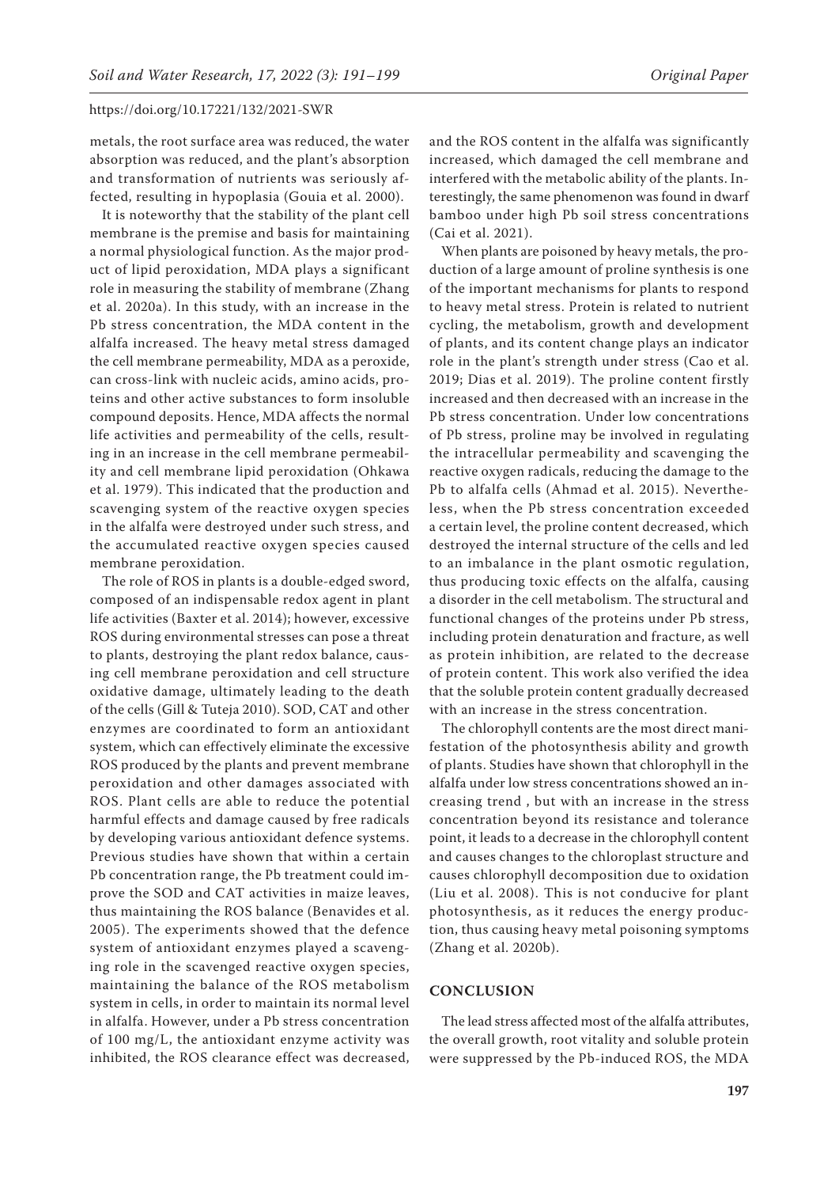metals, the root surface area was reduced, the water absorption was reduced, and the plant's absorption and transformation of nutrients was seriously affected, resulting in hypoplasia (Gouia et al. 2000).

It is noteworthy that the stability of the plant cell membrane is the premise and basis for maintaining a normal physiological function. As the major product of lipid peroxidation, MDA plays a significant role in measuring the stability of membrane (Zhang et al. 2020a). In this study, with an increase in the Pb stress concentration, the MDA content in the alfalfa increased. The heavy metal stress damaged the cell membrane permeability, MDA as a peroxide, can cross-link with nucleic acids, amino acids, proteins and other active substances to form insoluble compound deposits. Hence, MDA affects the normal life activities and permeability of the cells, resulting in an increase in the cell membrane permeability and cell membrane lipid peroxidation (Ohkawa et al. 1979). This indicated that the production and scavenging system of the reactive oxygen species in the alfalfa were destroyed under such stress, and the accumulated reactive oxygen species caused membrane peroxidation.

The role of ROS in plants is a double-edged sword, composed of an indispensable redox agent in plant life activities (Baxter et al. 2014); however, excessive ROS during environmental stresses can pose a threat to plants, destroying the plant redox balance, causing cell membrane peroxidation and cell structure oxidative damage, ultimately leading to the death of the cells (Gill & Tuteja 2010). SOD, CAT and other enzymes are coordinated to form an antioxidant system, which can effectively eliminate the excessive ROS produced by the plants and prevent membrane peroxidation and other damages associated with ROS. Plant cells are able to reduce the potential harmful effects and damage caused by free radicals by developing various antioxidant defence systems. Previous studies have shown that within a certain Pb concentration range, the Pb treatment could improve the SOD and CAT activities in maize leaves, thus maintaining the ROS balance (Benavides et al. 2005). The experiments showed that the defence system of antioxidant enzymes played a scavenging role in the scavenged reactive oxygen species, maintaining the balance of the ROS metabolism system in cells, in order to maintain its normal level in alfalfa. However, under a Pb stress concentration of 100 mg/L, the antioxidant enzyme activity was inhibited, the ROS clearance effect was decreased, and the ROS content in the alfalfa was significantly increased, which damaged the cell membrane and interfered with the metabolic ability of the plants. Interestingly, the same phenomenon was found in dwarf bamboo under high Pb soil stress concentrations (Cai et al. 2021).

When plants are poisoned by heavy metals, the production of a large amount of proline synthesis is one of the important mechanisms for plants to respond to heavy metal stress. Protein is related to nutrient cycling, the metabolism, growth and development of plants, and its content change plays an indicator role in the plant's strength under stress (Cao et al. 2019; Dias et al. 2019). The proline content firstly increased and then decreased with an increase in the Pb stress concentration. Under low concentrations of Pb stress, proline may be involved in regulating the intracellular permeability and scavenging the reactive oxygen radicals, reducing the damage to the Pb to alfalfa cells (Ahmad et al. 2015). Nevertheless, when the Pb stress concentration exceeded a certain level, the proline content decreased, which destroyed the internal structure of the cells and led to an imbalance in the plant osmotic regulation, thus producing toxic effects on the alfalfa, causing a disorder in the cell metabolism. The structural and functional changes of the proteins under Pb stress, including protein denaturation and fracture, as well as protein inhibition, are related to the decrease of protein content. This work also verified the idea that the soluble protein content gradually decreased with an increase in the stress concentration.

The chlorophyll contents are the most direct manifestation of the photosynthesis ability and growth of plants. Studies have shown that chlorophyll in the alfalfa under low stress concentrations showed an increasing trend , but with an increase in the stress concentration beyond its resistance and tolerance point, it leads to a decrease in the chlorophyll content and causes changes to the chloroplast structure and causes chlorophyll decomposition due to oxidation (Liu et al. 2008). This is not conducive for plant photosynthesis, as it reduces the energy production, thus causing heavy metal poisoning symptoms (Zhang et al. 2020b).

## CONCLUSION

The lead stress affected most of the alfalfa attributes, the overall growth, root vitality and soluble protein were suppressed by the Pb-induced ROS, the MDA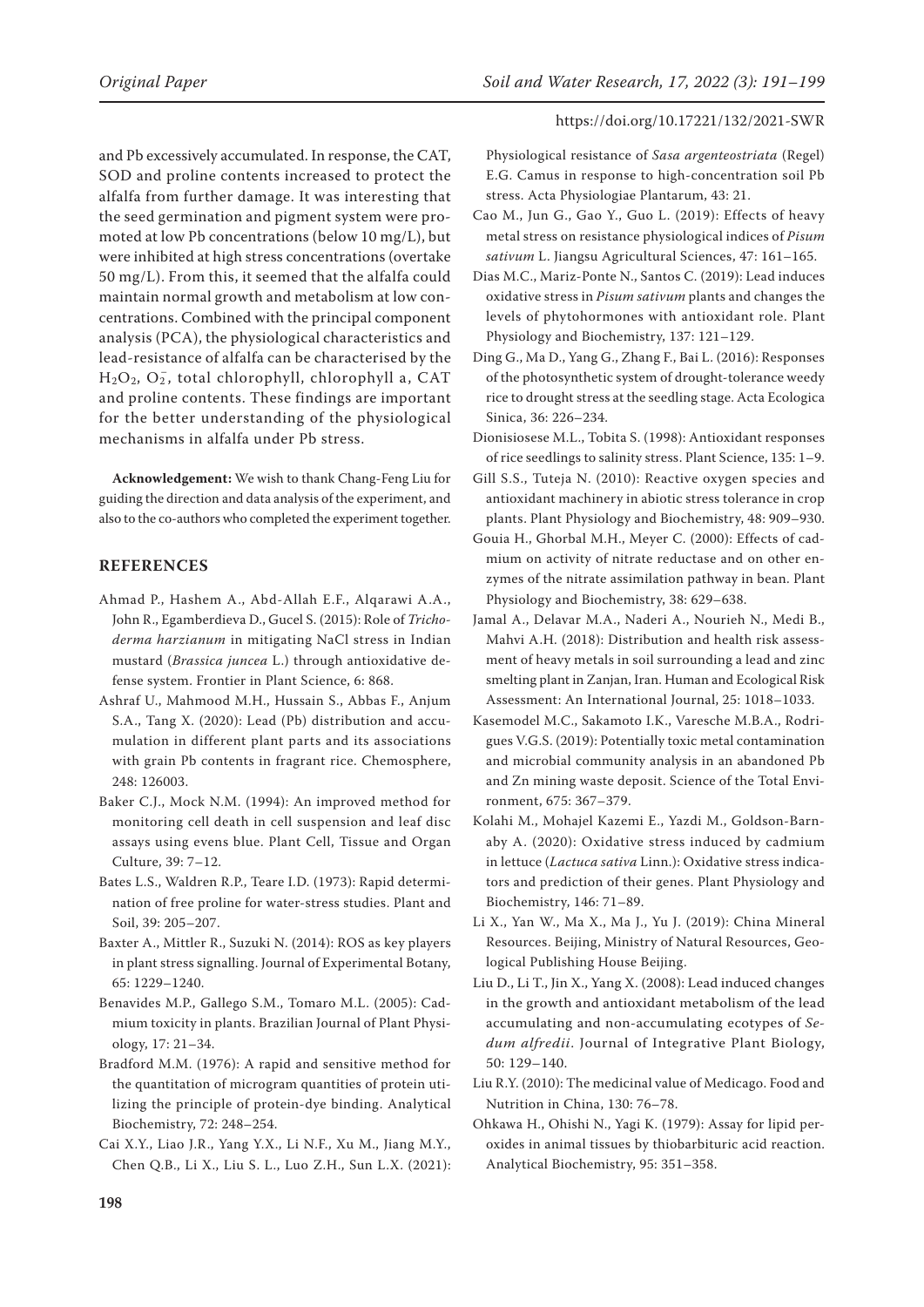and Pb excessively accumulated. In response, the CAT, SOD and proline contents increased to protect the alfalfa from further damage. It was interesting that the seed germination and pigment system were promoted at low Pb concentrations (below 10 mg/L), but were inhibited at high stress concentrations (overtake 50 mg/L). From this, it seemed that the alfalfa could maintain normal growth and metabolism at low concentrations. Combined with the principal component analysis (PCA), the physiological characteristics and lead-resistance of alfalfa can be characterised by the $H_2O_2$, $O_2^-$, total chlorophyll, chlorophyll a, CAT and proline contents. These findings are important for the better understanding of the physiological mechanisms in alfalfa under Pb stress.

**Acknowledgement:** We wish to thank Chang-Feng Liu for guiding the direction and data analysis of the experiment, and also to the co-authors who completed the experiment together.

## REFERENCES

Ahmad P., Hashem A., Abd-Allah E.F., Alqarawi A.A., John R., Egamberdieva D., Gucel S. (2015): Role of *Trichoderma harzianum* in mitigating NaCl stress in Indian mustard (*Brassica juncea* L.) through antioxidative defense system. Frontier in Plant Science, 6: 868.

Ashraf U., Mahmood M.H., Hussain S., Abbas F., Anjum S.A., Tang X. (2020): Lead (Pb) distribution and accumulation in different plant parts and its associations with grain Pb contents in fragrant rice. Chemosphere, 248: 126003.

Baker C.J., Mock N.M. (1994): An improved method for monitoring cell death in cell suspension and leaf disc assays using evens blue. Plant Cell, Tissue and Organ Culture, 39: 7–12.

Bates L.S., Waldren R.P., Teare I.D. (1973): Rapid determination of free proline for water-stress studies. Plant and Soil, 39: 205–207.

Baxter A., Mittler R., Suzuki N. (2014): ROS as key players in plant stress signalling. Journal of Experimental Botany, 65: 1229–1240.

Benavides M.P., Gallego S.M., Tomaro M.L. (2005): Cadmium toxicity in plants. Brazilian Journal of Plant Physiology, 17: 21–34.

Bradford M.M. (1976): A rapid and sensitive method for the quantitation of microgram quantities of protein utilizing the principle of protein-dye binding. Analytical Biochemistry, 72: 248–254.

Cai X.Y., Liao J.R., Yang Y.X., Li N.F., Xu M., Jiang M.Y., Chen Q.B., Li X., Liu S. L., Luo Z.H., Sun L.X. (2021): Physiological resistance of *Sasa argenteostriata* (Regel) E.G. Camus in response to high-concentration soil Pb stress. Acta Physiologiae Plantarum, 43: 21.

Cao M., Jun G., Gao Y., Guo L. (2019): Effects of heavy metal stress on resistance physiological indices of *Pisum sativum* L. Jiangsu Agricultural Sciences, 47: 161–165.

Dias M.C., Mariz-Ponte N., Santos C. (2019): Lead induces oxidative stress in *Pisum sativum* plants and changes the levels of phytohormones with antioxidant role. Plant Physiology and Biochemistry, 137: 121–129.

Ding G., Ma D., Yang G., Zhang F., Bai L. (2016): Responses of the photosynthetic system of drought-tolerance weedy rice to drought stress at the seedling stage. Acta Ecologica Sinica, 36: 226–234.

Dionisiosese M.L., Tobita S. (1998): Antioxidant responses of rice seedlings to salinity stress. Plant Science, 135: 1–9.

Gill S.S., Tuteja N. (2010): Reactive oxygen species and antioxidant machinery in abiotic stress tolerance in crop plants. Plant Physiology and Biochemistry, 48: 909–930.

Gouia H., Ghorbal M.H., Meyer C. (2000): Effects of cadmium on activity of nitrate reductase and on other enzymes of the nitrate assimilation pathway in bean. Plant Physiology and Biochemistry, 38: 629–638.

Jamal A., Delavar M.A., Naderi A., Nourieh N., Medi B., Mahvi A.H. (2018): Distribution and health risk assessment of heavy metals in soil surrounding a lead and zinc smelting plant in Zanjan, Iran. Human and Ecological Risk Assessment: An International Journal, 25: 1018–1033.

Kasemodel M.C., Sakamoto I.K., Varesche M.B.A., Rodrigues V.G.S. (2019): Potentially toxic metal contamination and microbial community analysis in an abandoned Pb and Zn mining waste deposit. Science of the Total Environment, 675: 367–379.

Kolahi M., Mohajel Kazemi E., Yazdi M., Goldson-Barnaby A. (2020): Oxidative stress induced by cadmium in lettuce (*Lactuca sativa* Linn.): Oxidative stress indicators and prediction of their genes. Plant Physiology and Biochemistry, 146: 71–89.

Li X., Yan W., Ma X., Ma J., Yu J. (2019): China Mineral Resources. Beijing, Ministry of Natural Resources, Geological Publishing House Beijing.

Liu D., Li T., Jin X., Yang X. (2008): Lead induced changes in the growth and antioxidant metabolism of the lead accumulating and non-accumulating ecotypes of *Sedum alfredii*. Journal of Integrative Plant Biology, 50: 129–140.

Liu R.Y. (2010): The medicinal value of Medicago. Food and Nutrition in China, 130: 76–78.

Ohkawa H., Ohishi N., Yagi K. (1979): Assay for lipid peroxides in animal tissues by thiobarbituric acid reaction. Analytical Biochemistry, 95: 351–358.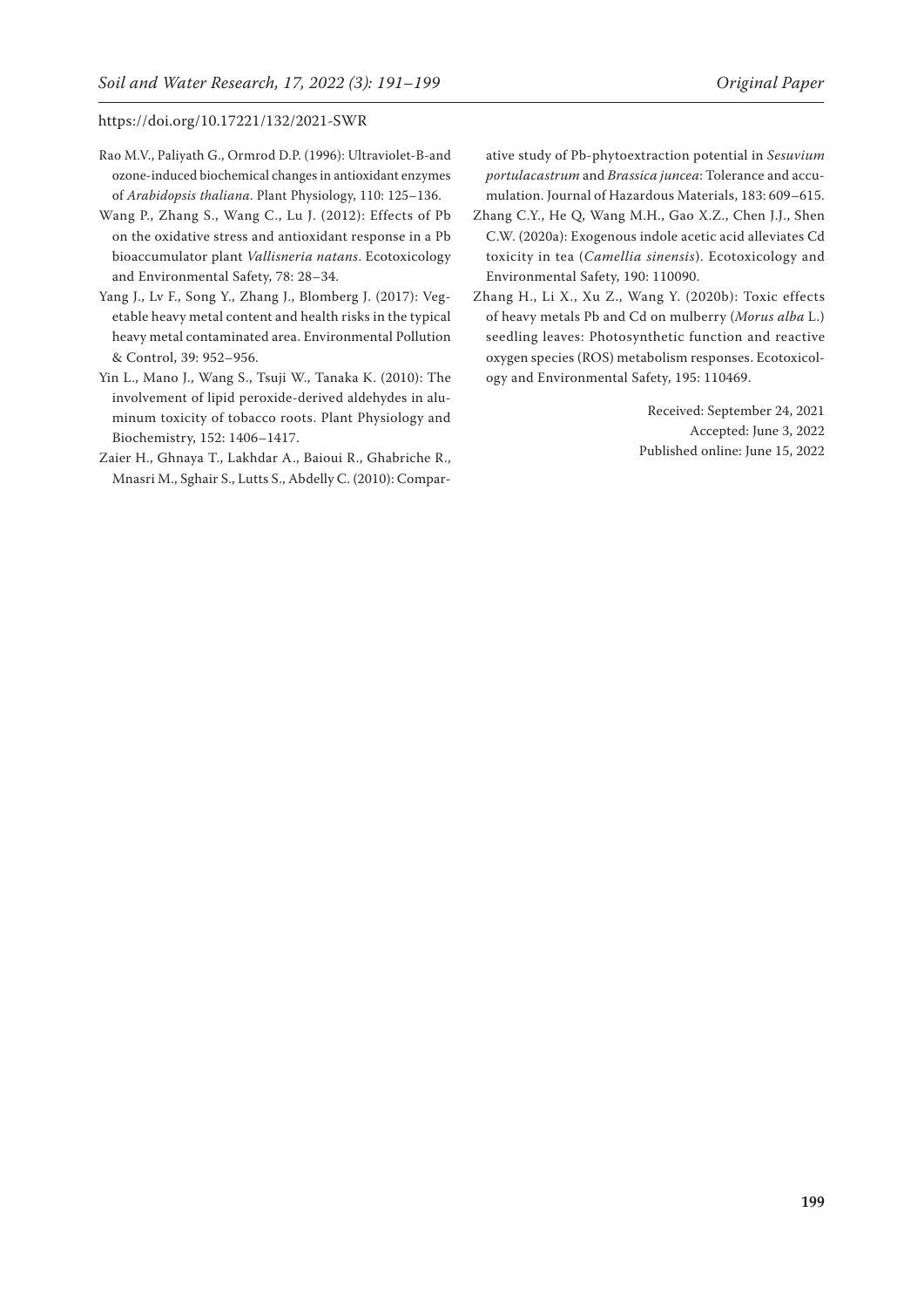Rao M.V., Paliyath G., Ormrod D.P. (1996): Ultraviolet-B-and ozone-induced biochemical changes in antioxidant enzymes of *Arabidopsis thaliana*. Plant Physiology, 110: 125–136.

Wang P., Zhang S., Wang C., Lu J. (2012): Effects of Pb on the oxidative stress and antioxidant response in a Pb bioaccumulator plant *Vallisneria natans*. Ecotoxicology and Environmental Safety, 78: 28–34.

Yang J., Lv F., Song Y., Zhang J., Blomberg J. (2017): Vegetable heavy metal content and health risks in the typical heavy metal contaminated area. Environmental Pollution & Control, 39: 952–956.

Yin L., Mano J., Wang S., Tsuji W., Tanaka K. (2010): The involvement of lipid peroxide-derived aldehydes in aluminum toxicity of tobacco roots. Plant Physiology and Biochemistry, 152: 1406–1417.

Zaier H., Ghnaya T., Lakhdar A., Baioui R., Ghabriche R., Mnasri M., Sghair S., Lutts S., Abdelly C. (2010): Comparative study of Pb-phytoextraction potential in *Sesuvium portulacastrum* and *Brassica juncea*: Tolerance and accumulation. Journal of Hazardous Materials, 183: 609–615.

Zhang C.Y., He Q, Wang M.H., Gao X.Z., Chen J.J., Shen C.W. (2020a): Exogenous indole acetic acid alleviates Cd toxicity in tea (*Camellia sinensis*). Ecotoxicology and Environmental Safety, 190: 110090.

Zhang H., Li X., Xu Z., Wang Y. (2020b): Toxic effects of heavy metals Pb and Cd on mulberry (*Morus alba* L.) seedling leaves: Photosynthetic function and reactive oxygen species (ROS) metabolism responses. Ecotoxicology and Environmental Safety, 195: 110469.

Received: September 24, 2021
Accepted: June 3, 2022
Published online: June 15, 2022